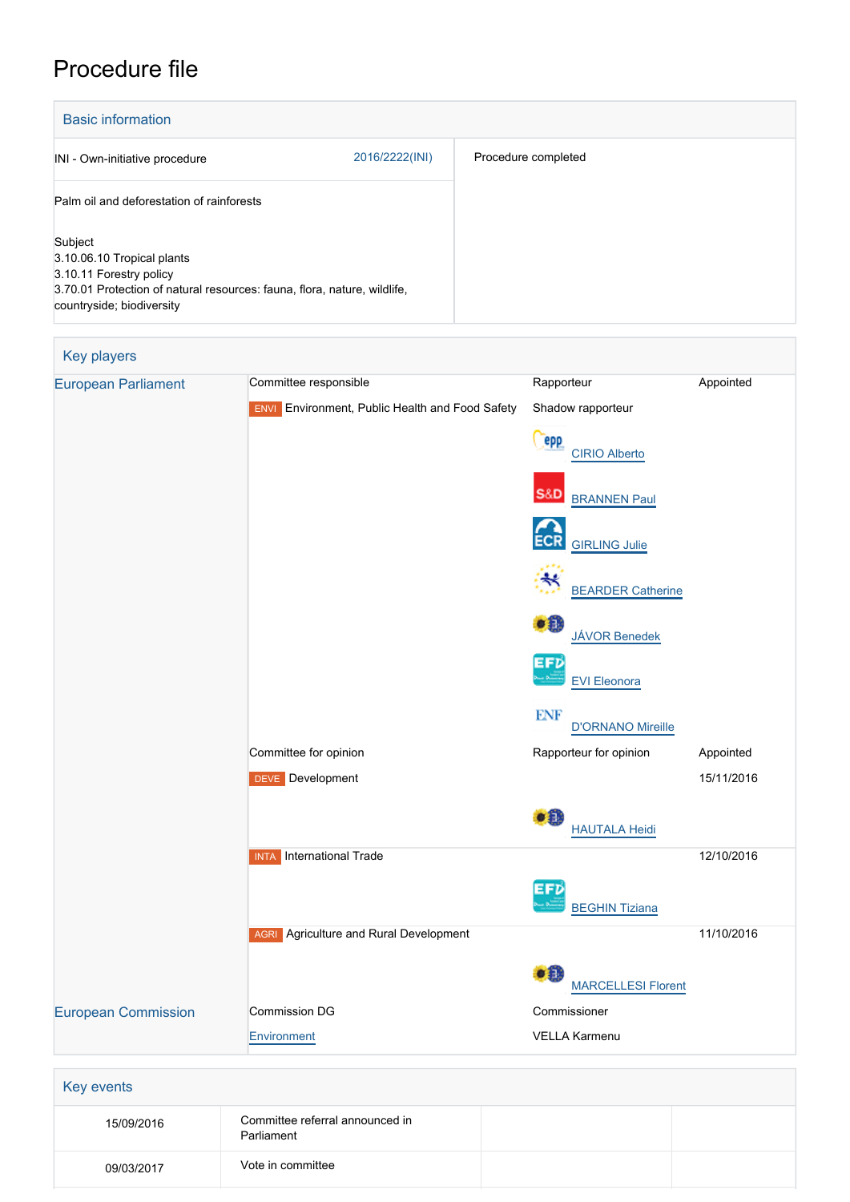# Procedure file

## Basic information

| | | |
|---|---|---|
| INI - Own-initiative procedure | 2016/2222(INI) | Procedure completed |
| Palm oil and deforestation of rainforests | | |
| Subject<br>3.10.06.10 Tropical plants<br>3.10.11 Forestry policy<br>3.70.01 Protection of natural resources: fauna, flora, nature, wildlife, countryside; biodiversity | | |

## Key players

| | | | |
|---|---|---|---|
| European Parliament | Committee responsible | Rapporteur | Appointed |
| | ENVI Environment, Public Health and Food Safety | Shadow rapporteur | |
| | | CIRIO Alberto | |
| | | BRANNEN Paul | |
| | | GIRLING Julie | |
| | | BEARDER Catherine | |
| | | JÁVOR Benedek | |
| | | EVI Eleonora | |
| | | D'ORNANO Mireille | |
| | Committee for opinion | Rapporteur for opinion | Appointed |
| | DEVE Development | | 15/11/2016 |
| | | HAUTALA Heidi | |
| | INTA International Trade | | 12/10/2016 |
| | | BEGHIN Tiziana | |
| | AGRI Agriculture and Rural Development | | 11/10/2016 |
| | | MARCELLESI Florent | |
| European Commission | Commission DG | Commissioner | |
| | Environment | VELLA Karmenu | |

## Key events

| | | | |
|---|---|---|---|
| 15/09/2016 | Committee referral announced in Parliament | | |
| 09/03/2017 | Vote in committee | | |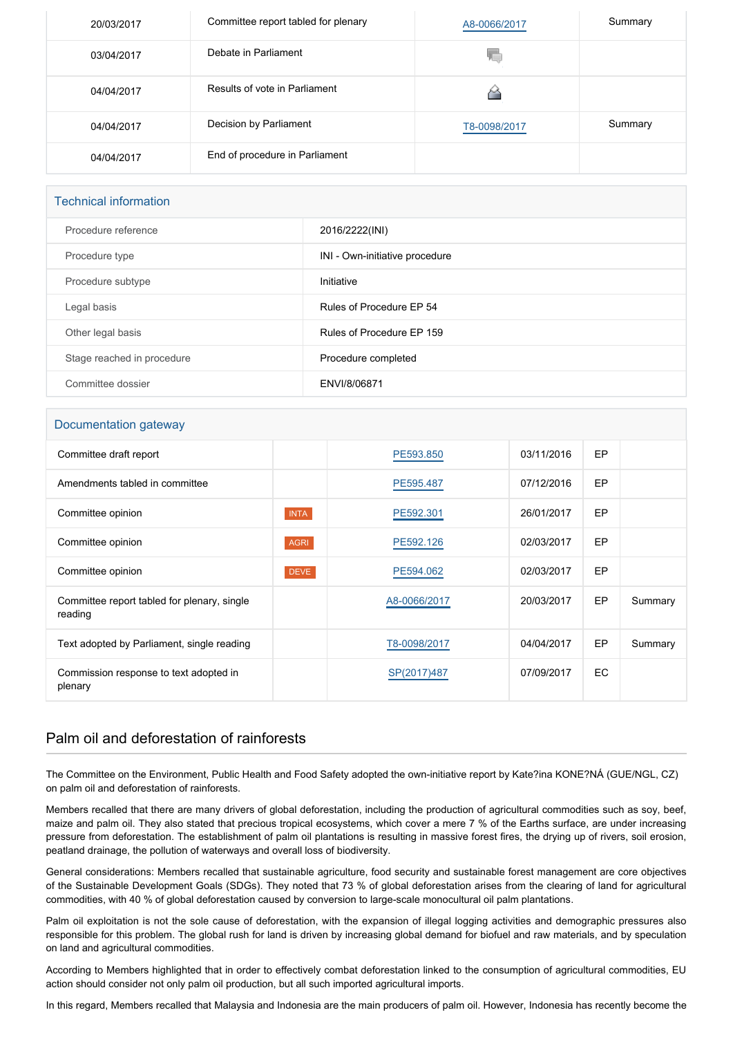| | | | |
|---|---|---|---|
| 20/03/2017 | Committee report tabled for plenary | A8-0066/2017 | Summary |
| 03/04/2017 | Debate in Parliament | | |
| 04/04/2017 | Results of vote in Parliament | | |
| 04/04/2017 | Decision by Parliament | T8-0098/2017 | Summary |
| 04/04/2017 | End of procedure in Parliament | | |

## Technical information

| | |
|---|---|
| Procedure reference | 2016/2222(INI) |
| Procedure type | INI - Own-initiative procedure |
| Procedure subtype | Initiative |
| Legal basis | Rules of Procedure EP 54 |
| Other legal basis | Rules of Procedure EP 159 |
| Stage reached in procedure | Procedure completed |
| Committee dossier | ENVI/8/06871 |

## Documentation gateway

| | | | | | |
|---|---|---|---|---|---|
| Committee draft report | | PE593.850 | 03/11/2016 | EP | |
| Amendments tabled in committee | | PE595.487 | 07/12/2016 | EP | |
| Committee opinion | INTA | PE592.301 | 26/01/2017 | EP | |
| Committee opinion | AGRI | PE592.126 | 02/03/2017 | EP | |
| Committee opinion | DEVE | PE594.062 | 02/03/2017 | EP | |
| Committee report tabled for plenary, single reading | | A8-0066/2017 | 20/03/2017 | EP | Summary |
| Text adopted by Parliament, single reading | | T8-0098/2017 | 04/04/2017 | EP | Summary |
| Commission response to text adopted in plenary | | SP(2017)487 | 07/09/2017 | EC | |

## Palm oil and deforestation of rainforests

The Committee on the Environment, Public Health and Food Safety adopted the own-initiative report by Kate?ina KONE?NÁ (GUE/NGL, CZ) on palm oil and deforestation of rainforests.

Members recalled that there are many drivers of global deforestation, including the production of agricultural commodities such as soy, beef, maize and palm oil. They also stated that precious tropical ecosystems, which cover a mere 7 % of the Earths surface, are under increasing pressure from deforestation. The establishment of palm oil plantations is resulting in massive forest fires, the drying up of rivers, soil erosion, peatland drainage, the pollution of waterways and overall loss of biodiversity.

General considerations: Members recalled that sustainable agriculture, food security and sustainable forest management are core objectives of the Sustainable Development Goals (SDGs). They noted that 73 % of global deforestation arises from the clearing of land for agricultural commodities, with 40 % of global deforestation caused by conversion to large-scale monocultural oil palm plantations.

Palm oil exploitation is not the sole cause of deforestation, with the expansion of illegal logging activities and demographic pressures also responsible for this problem. The global rush for land is driven by increasing global demand for biofuel and raw materials, and by speculation on land and agricultural commodities.

According to Members highlighted that in order to effectively combat deforestation linked to the consumption of agricultural commodities, EU action should consider not only palm oil production, but all such imported agricultural imports.

In this regard, Members recalled that Malaysia and Indonesia are the main producers of palm oil. However, Indonesia has recently become the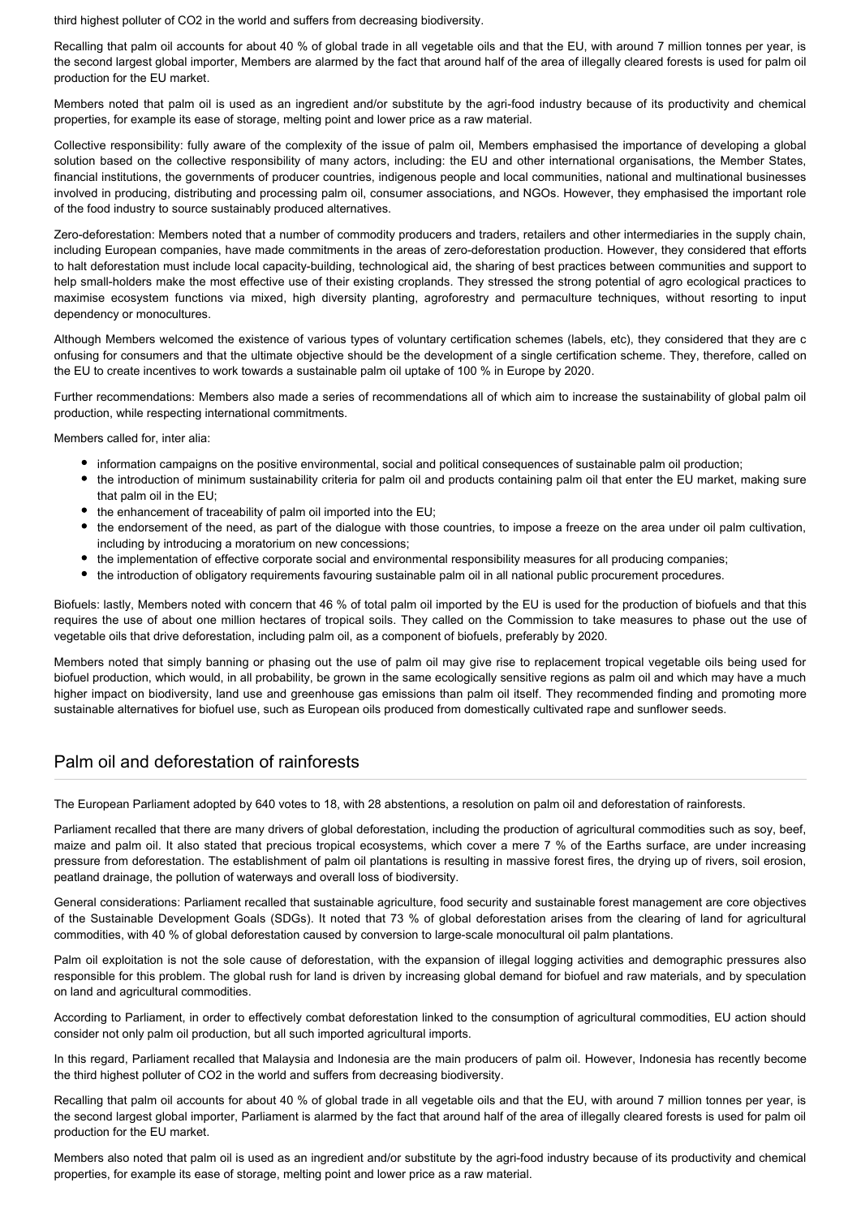third highest polluter of $CO_2$ in the world and suffers from decreasing biodiversity.

Recalling that palm oil accounts for about 40 % of global trade in all vegetable oils and that the EU, with around 7 million tonnes per year, is the second largest global importer, Members are alarmed by the fact that around half of the area of illegally cleared forests is used for palm oil production for the EU market.

Members noted that palm oil is used as an ingredient and/or substitute by the agri-food industry because of its productivity and chemical properties, for example its ease of storage, melting point and lower price as a raw material.

Collective responsibility: fully aware of the complexity of the issue of palm oil, Members emphasised the importance of developing a global solution based on the collective responsibility of many actors, including: the EU and other international organisations, the Member States, financial institutions, the governments of producer countries, indigenous people and local communities, national and multinational businesses involved in producing, distributing and processing palm oil, consumer associations, and NGOs. However, they emphasised the important role of the food industry to source sustainably produced alternatives.

Zero-deforestation: Members noted that a number of commodity producers and traders, retailers and other intermediaries in the supply chain, including European companies, have made commitments in the areas of zero-deforestation production. However, they considered that efforts to halt deforestation must include local capacity-building, technological aid, the sharing of best practices between communities and support to help small-holders make the most effective use of their existing croplands. They stressed the strong potential of agro ecological practices to maximise ecosystem functions via mixed, high diversity planting, agroforestry and permaculture techniques, without resorting to input dependency or monocultures.

Although Members welcomed the existence of various types of voluntary certification schemes (labels, etc), they considered that they are c onfusing for consumers and that the ultimate objective should be the development of a single certification scheme. They, therefore, called on the EU to create incentives to work towards a sustainable palm oil uptake of 100 % in Europe by 2020.

Further recommendations: Members also made a series of recommendations all of which aim to increase the sustainability of global palm oil production, while respecting international commitments.

Members called for, inter alia:

- information campaigns on the positive environmental, social and political consequences of sustainable palm oil production;
- the introduction of minimum sustainability criteria for palm oil and products containing palm oil that enter the EU market, making sure that palm oil in the EU;
- the enhancement of traceability of palm oil imported into the EU;
- the endorsement of the need, as part of the dialogue with those countries, to impose a freeze on the area under oil palm cultivation, including by introducing a moratorium on new concessions;
- the implementation of effective corporate social and environmental responsibility measures for all producing companies;
- the introduction of obligatory requirements favouring sustainable palm oil in all national public procurement procedures.

Biofuels: lastly, Members noted with concern that 46 % of total palm oil imported by the EU is used for the production of biofuels and that this requires the use of about one million hectares of tropical soils. They called on the Commission to take measures to phase out the use of vegetable oils that drive deforestation, including palm oil, as a component of biofuels, preferably by 2020.

Members noted that simply banning or phasing out the use of palm oil may give rise to replacement tropical vegetable oils being used for biofuel production, which would, in all probability, be grown in the same ecologically sensitive regions as palm oil and which may have a much higher impact on biodiversity, land use and greenhouse gas emissions than palm oil itself. They recommended finding and promoting more sustainable alternatives for biofuel use, such as European oils produced from domestically cultivated rape and sunflower seeds.

## Palm oil and deforestation of rainforests

The European Parliament adopted by 640 votes to 18, with 28 abstentions, a resolution on palm oil and deforestation of rainforests.

Parliament recalled that there are many drivers of global deforestation, including the production of agricultural commodities such as soy, beef, maize and palm oil. It also stated that precious tropical ecosystems, which cover a mere 7 % of the Earths surface, are under increasing pressure from deforestation. The establishment of palm oil plantations is resulting in massive forest fires, the drying up of rivers, soil erosion, peatland drainage, the pollution of waterways and overall loss of biodiversity.

General considerations: Parliament recalled that sustainable agriculture, food security and sustainable forest management are core objectives of the Sustainable Development Goals (SDGs). It noted that 73 % of global deforestation arises from the clearing of land for agricultural commodities, with 40 % of global deforestation caused by conversion to large-scale monocultural oil palm plantations.

Palm oil exploitation is not the sole cause of deforestation, with the expansion of illegal logging activities and demographic pressures also responsible for this problem. The global rush for land is driven by increasing global demand for biofuel and raw materials, and by speculation on land and agricultural commodities.

According to Parliament, in order to effectively combat deforestation linked to the consumption of agricultural commodities, EU action should consider not only palm oil production, but all such imported agricultural imports.

In this regard, Parliament recalled that Malaysia and Indonesia are the main producers of palm oil. However, Indonesia has recently become the third highest polluter of $CO_2$ in the world and suffers from decreasing biodiversity.

Recalling that palm oil accounts for about 40 % of global trade in all vegetable oils and that the EU, with around 7 million tonnes per year, is the second largest global importer, Parliament is alarmed by the fact that around half of the area of illegally cleared forests is used for palm oil production for the EU market.

Members also noted that palm oil is used as an ingredient and/or substitute by the agri-food industry because of its productivity and chemical properties, for example its ease of storage, melting point and lower price as a raw material.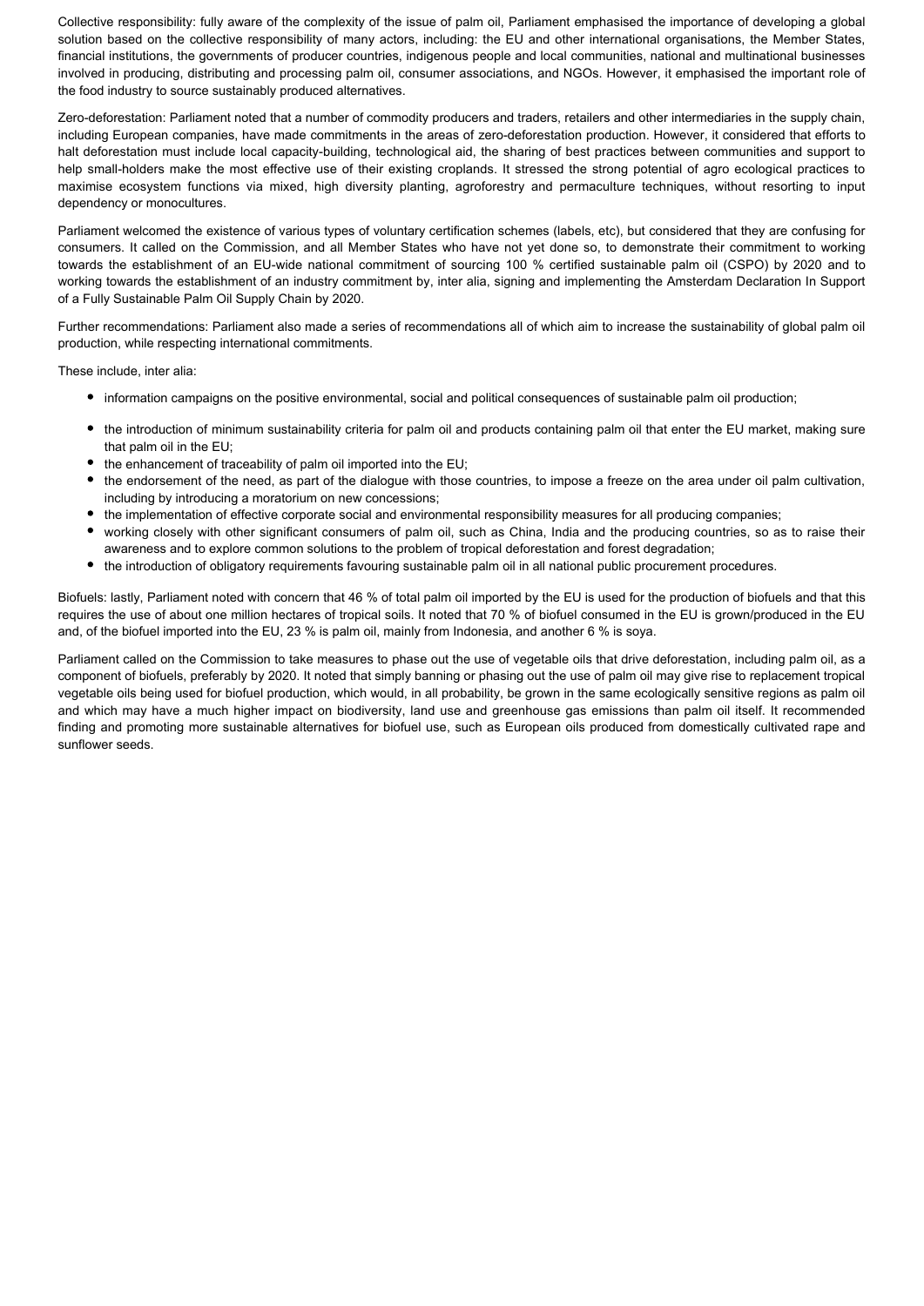Collective responsibility: fully aware of the complexity of the issue of palm oil, Parliament emphasised the importance of developing a global solution based on the collective responsibility of many actors, including: the EU and other international organisations, the Member States, financial institutions, the governments of producer countries, indigenous people and local communities, national and multinational businesses involved in producing, distributing and processing palm oil, consumer associations, and NGOs. However, it emphasised the important role of the food industry to source sustainably produced alternatives.

Zero-deforestation: Parliament noted that a number of commodity producers and traders, retailers and other intermediaries in the supply chain, including European companies, have made commitments in the areas of zero-deforestation production. However, it considered that efforts to halt deforestation must include local capacity-building, technological aid, the sharing of best practices between communities and support to help small-holders make the most effective use of their existing croplands. It stressed the strong potential of agro ecological practices to maximise ecosystem functions via mixed, high diversity planting, agroforestry and permaculture techniques, without resorting to input dependency or monocultures.

Parliament welcomed the existence of various types of voluntary certification schemes (labels, etc), but considered that they are confusing for consumers. It called on the Commission, and all Member States who have not yet done so, to demonstrate their commitment to working towards the establishment of an EU-wide national commitment of sourcing 100 % certified sustainable palm oil (CSPO) by 2020 and to working towards the establishment of an industry commitment by, inter alia, signing and implementing the Amsterdam Declaration In Support of a Fully Sustainable Palm Oil Supply Chain by 2020.

Further recommendations: Parliament also made a series of recommendations all of which aim to increase the sustainability of global palm oil production, while respecting international commitments.

These include, inter alia:

- information campaigns on the positive environmental, social and political consequences of sustainable palm oil production;
- the introduction of minimum sustainability criteria for palm oil and products containing palm oil that enter the EU market, making sure that palm oil in the EU;
- the enhancement of traceability of palm oil imported into the EU;
- the endorsement of the need, as part of the dialogue with those countries, to impose a freeze on the area under oil palm cultivation, including by introducing a moratorium on new concessions;
- the implementation of effective corporate social and environmental responsibility measures for all producing companies;
- working closely with other significant consumers of palm oil, such as China, India and the producing countries, so as to raise their awareness and to explore common solutions to the problem of tropical deforestation and forest degradation;
- the introduction of obligatory requirements favouring sustainable palm oil in all national public procurement procedures.

Biofuels: lastly, Parliament noted with concern that 46 % of total palm oil imported by the EU is used for the production of biofuels and that this requires the use of about one million hectares of tropical soils. It noted that 70 % of biofuel consumed in the EU is grown/produced in the EU and, of the biofuel imported into the EU, 23 % is palm oil, mainly from Indonesia, and another 6 % is soya.

Parliament called on the Commission to take measures to phase out the use of vegetable oils that drive deforestation, including palm oil, as a component of biofuels, preferably by 2020. It noted that simply banning or phasing out the use of palm oil may give rise to replacement tropical vegetable oils being used for biofuel production, which would, in all probability, be grown in the same ecologically sensitive regions as palm oil and which may have a much higher impact on biodiversity, land use and greenhouse gas emissions than palm oil itself. It recommended finding and promoting more sustainable alternatives for biofuel use, such as European oils produced from domestically cultivated rape and sunflower seeds.